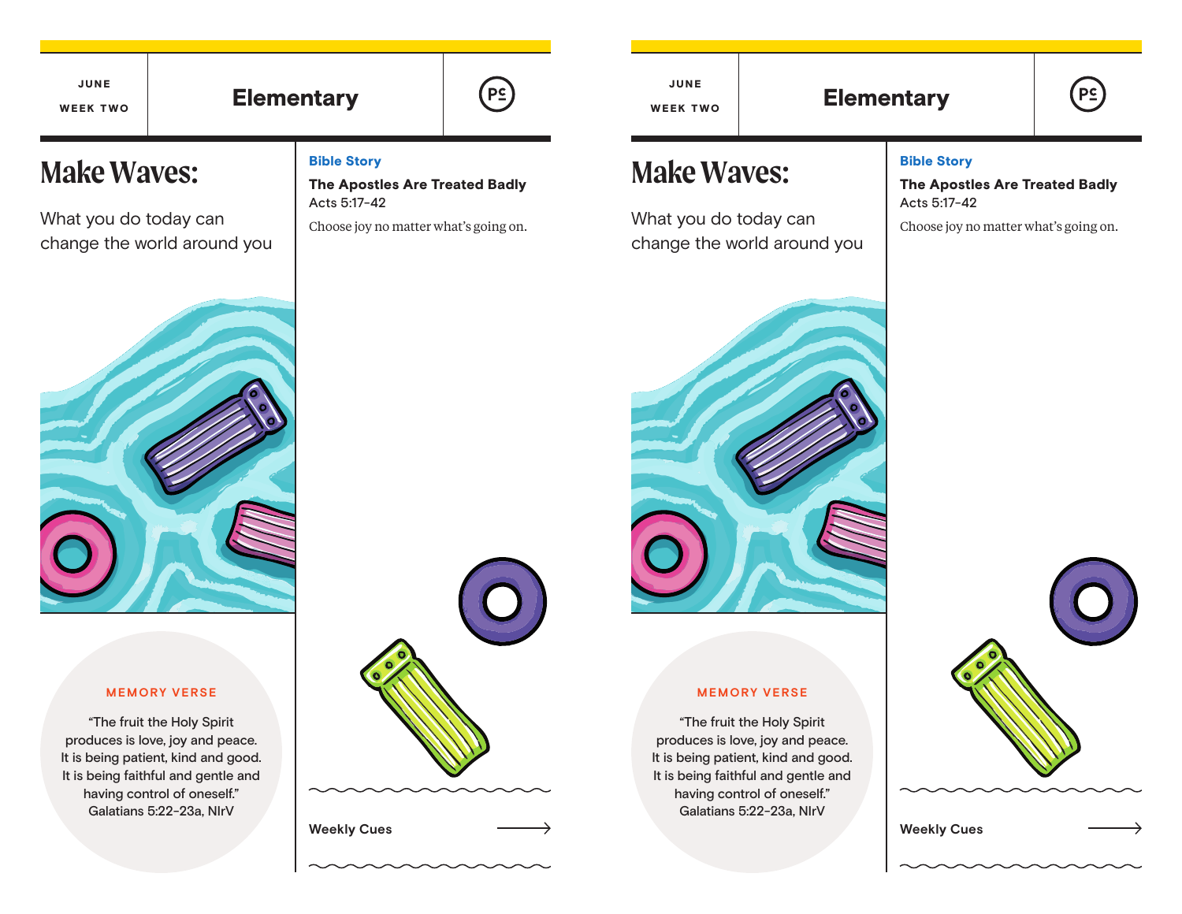JUNE

WEEK TWO

# Elementary

## Make Waves:

What you do today can change the world around you

**Bible Story**

**The Apostles Are Treated Badly**
Acts 5:17-42

Choose joy no matter what's going on.

**MEMORY VERSE**

"The fruit the Holy Spirit produces is love, joy and peace. It is being patient, kind and good. It is being faithful and gentle and having control of oneself."
Galatians 5:22-23a, NIrV

**Weekly Cues** →

JUNE

WEEK TWO

# Elementary

## Make Waves:

What you do today can change the world around you

**Bible Story**

**The Apostles Are Treated Badly**
Acts 5:17-42

Choose joy no matter what's going on.

**MEMORY VERSE**

"The fruit the Holy Spirit produces is love, joy and peace. It is being patient, kind and good. It is being faithful and gentle and having control of oneself."
Galatians 5:22-23a, NIrV

**Weekly Cues** →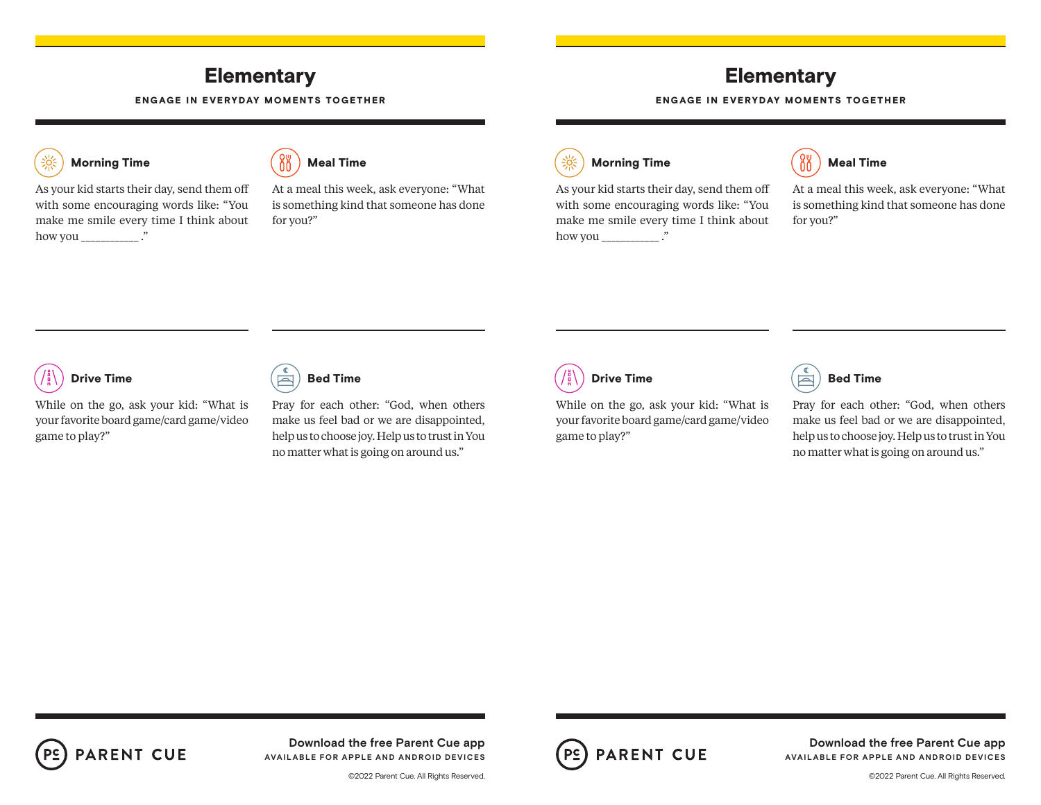# Elementary

**ENGAGE IN EVERYDAY MOMENTS TOGETHER**

### Morning Time

As your kid starts their day, send them off with some encouraging words like: "You make me smile every time I think about how you _________ ."

### Meal Time

At a meal this week, ask everyone: "What is something kind that someone has done for you?"

### Drive Time

While on the go, ask your kid: "What is your favorite board game/card game/video game to play?"

### Bed Time

Pray for each other: "God, when others make us feel bad or we are disappointed, help us to choose joy. Help us to trust in You no matter what is going on around us."

PARENT CUE

**Download the free Parent Cue app**

AVAILABLE FOR APPLE AND ANDROID DEVICES

©2022 Parent Cue. All Rights Reserved.

# Elementary

**ENGAGE IN EVERYDAY MOMENTS TOGETHER**

### Morning Time

As your kid starts their day, send them off with some encouraging words like: "You make me smile every time I think about how you _________ ."

### Meal Time

At a meal this week, ask everyone: "What is something kind that someone has done for you?"

### Drive Time

While on the go, ask your kid: "What is your favorite board game/card game/video game to play?"

### Bed Time

Pray for each other: "God, when others make us feel bad or we are disappointed, help us to choose joy. Help us to trust in You no matter what is going on around us."

PARENT CUE

**Download the free Parent Cue app**

AVAILABLE FOR APPLE AND ANDROID DEVICES

©2022 Parent Cue. All Rights Reserved.